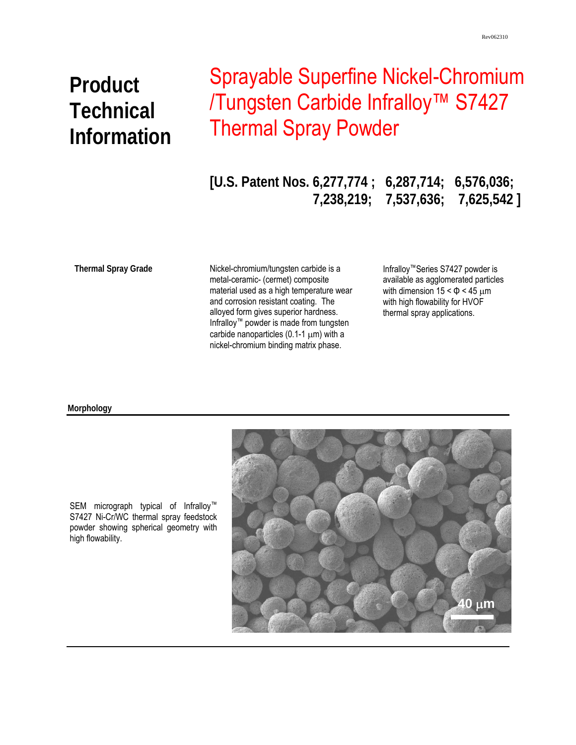# Product Technical Information

# Sprayable Superfine Nickel-Chromium /Tungsten Carbide Infralloy™ S7427 Thermal Spray Powder

**[U.S. Patent Nos. 6,277,774 ; 6,287,714; 6,576,036; 7,238,219; 7,537,636; 7,625,542 ]**

**Thermal Spray Grade**

Nickel-chromium/tungsten carbide is a metal-ceramic- (cermet) composite material used as a high temperature wear and corrosion resistant coating. The alloyed form gives superior hardness. Infralloy™ powder is made from tungsten carbide nanoparticles (0.1-1 μm) with a nickel-chromium binding matrix phase.

Infralloy™Series S7427 powder is available as agglomerated particles with dimension $15 < \Phi < 45$ μm with high flowability for HVOF thermal spray applications.

**Morphology**

SEM micrograph typical of Infralloy™ S7427 Ni-Cr/WC thermal spray feedstock powder showing spherical geometry with high flowability.

40 μm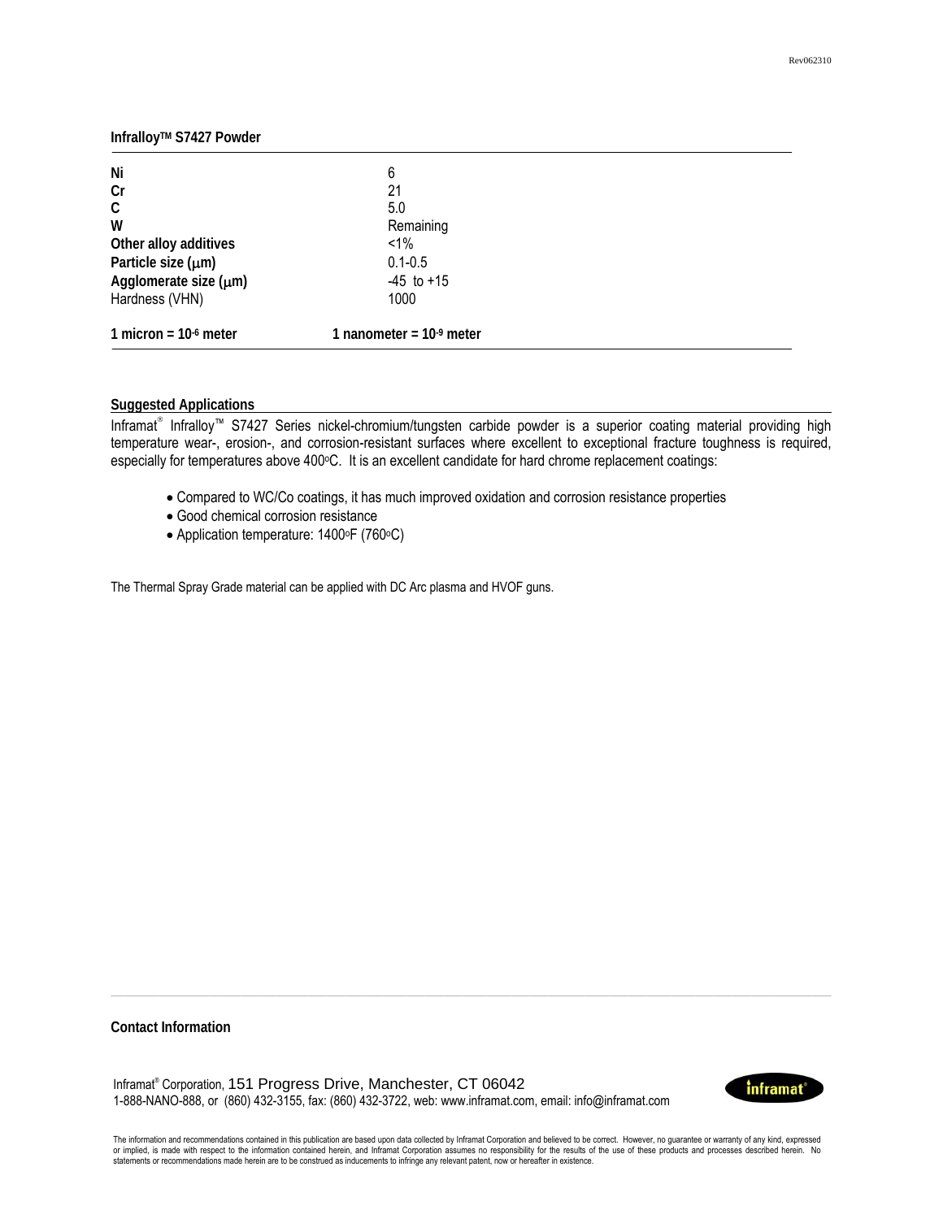**Infralloy™ S7427 Powder**

| | |
|---|---|
| **Ni** | 6 |
| **Cr** | 21 |
| **C** | 5.0 |
| **W** | Remaining |
| **Other alloy additives** | <1% |
| **Particle size (μm)** | 0.1-0.5 |
| **Agglomerate size (μm)** | -45 to +15 |
| Hardness (VHN) | 1000 |
| **1 micron = $10^{-6}$ meter** | **1 nanometer = $10^{-9}$ meter** |

## Suggested Applications

Inframat® Infralloy™ S7427 Series nickel-chromium/tungsten carbide powder is a superior coating material providing high temperature wear-, erosion-, and corrosion-resistant surfaces where excellent to exceptional fracture toughness is required, especially for temperatures above 400°C. It is an excellent candidate for hard chrome replacement coatings:

- Compared to WC/Co coatings, it has much improved oxidation and corrosion resistance properties
- Good chemical corrosion resistance
- Application temperature: 1400°F (760°C)

The Thermal Spray Grade material can be applied with DC Arc plasma and HVOF guns.

**Contact Information**

Inframat® Corporation, 151 Progress Drive, Manchester, CT 06042
1-888-NANO-888, or (860) 432-3155, fax: (860) 432-3722, web: www.inframat.com, email: info@inframat.com

The information and recommendations contained in this publication are based upon data collected by Inframat Corporation and believed to be correct. However, no guarantee or warranty of any kind, expressed or implied, is made with respect to the information contained herein, and Inframat Corporation assumes no responsibility for the results of the use of these products and processes described herein. No statements or recommendations made herein are to be construed as inducements to infringe any relevant patent, now or hereafter in existence.